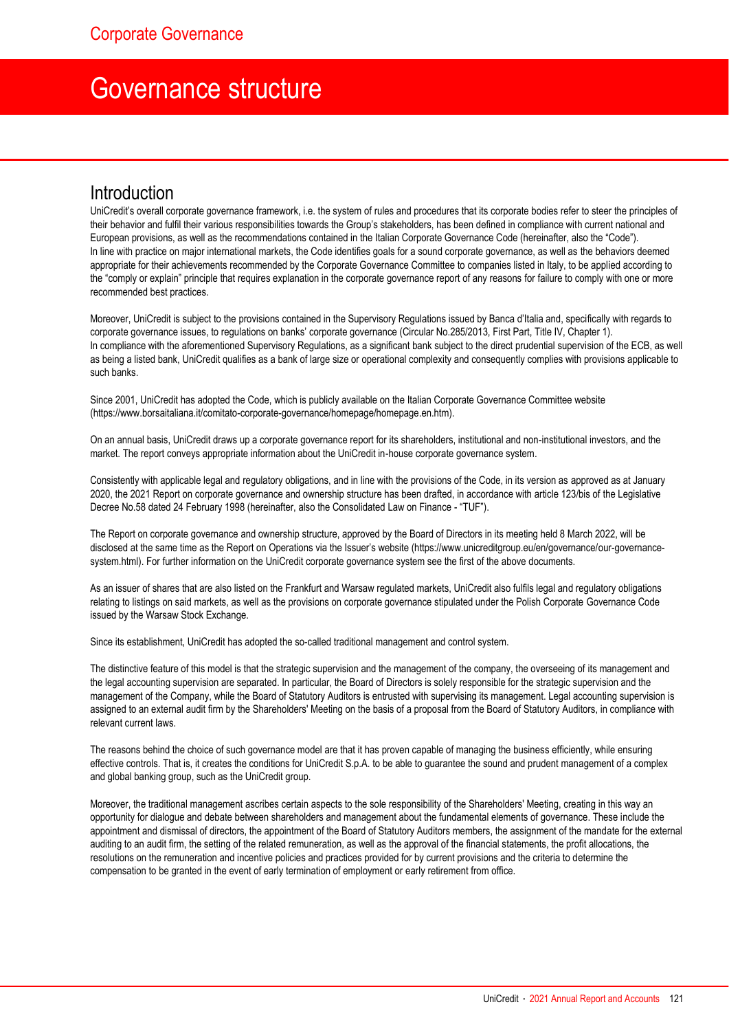# Governance structure

## Introduction

UniCredit's overall corporate governance framework, i.e. the system of rules and procedures that its corporate bodies refer to steer the principles of their behavior and fulfil their various responsibilities towards the Group's stakeholders, has been defined in compliance with current national and European provisions, as well as the recommendations contained in the Italian Corporate Governance Code (hereinafter, also the "Code").
In line with practice on major international markets, the Code identifies goals for a sound corporate governance, as well as the behaviors deemed appropriate for their achievements recommended by the Corporate Governance Committee to companies listed in Italy, to be applied according to the "comply or explain" principle that requires explanation in the corporate governance report of any reasons for failure to comply with one or more recommended best practices.

Moreover, UniCredit is subject to the provisions contained in the Supervisory Regulations issued by Banca d'Italia and, specifically with regards to corporate governance issues, to regulations on banks' corporate governance (Circular No.285/2013, First Part, Title IV, Chapter 1).
In compliance with the aforementioned Supervisory Regulations, as a significant bank subject to the direct prudential supervision of the ECB, as well as being a listed bank, UniCredit qualifies as a bank of large size or operational complexity and consequently complies with provisions applicable to such banks.

Since 2001, UniCredit has adopted the Code, which is publicly available on the Italian Corporate Governance Committee website (https://www.borsaitaliana.it/comitato-corporate-governance/homepage/homepage.en.htm).

On an annual basis, UniCredit draws up a corporate governance report for its shareholders, institutional and non-institutional investors, and the market. The report conveys appropriate information about the UniCredit in-house corporate governance system.

Consistently with applicable legal and regulatory obligations, and in line with the provisions of the Code, in its version as approved as at January 2020, the 2021 Report on corporate governance and ownership structure has been drafted, in accordance with article 123/bis of the Legislative Decree No.58 dated 24 February 1998 (hereinafter, also the Consolidated Law on Finance - "TUF").

The Report on corporate governance and ownership structure, approved by the Board of Directors in its meeting held 8 March 2022, will be disclosed at the same time as the Report on Operations via the Issuer's website (https://www.unicreditgroup.eu/en/governance/our-governance-system.html). For further information on the UniCredit corporate governance system see the first of the above documents.

As an issuer of shares that are also listed on the Frankfurt and Warsaw regulated markets, UniCredit also fulfils legal and regulatory obligations relating to listings on said markets, as well as the provisions on corporate governance stipulated under the Polish Corporate Governance Code issued by the Warsaw Stock Exchange.

Since its establishment, UniCredit has adopted the so-called traditional management and control system.

The distinctive feature of this model is that the strategic supervision and the management of the company, the overseeing of its management and the legal accounting supervision are separated. In particular, the Board of Directors is solely responsible for the strategic supervision and the management of the Company, while the Board of Statutory Auditors is entrusted with supervising its management. Legal accounting supervision is assigned to an external audit firm by the Shareholders' Meeting on the basis of a proposal from the Board of Statutory Auditors, in compliance with relevant current laws.

The reasons behind the choice of such governance model are that it has proven capable of managing the business efficiently, while ensuring effective controls. That is, it creates the conditions for UniCredit S.p.A. to be able to guarantee the sound and prudent management of a complex and global banking group, such as the UniCredit group.

Moreover, the traditional management ascribes certain aspects to the sole responsibility of the Shareholders' Meeting, creating in this way an opportunity for dialogue and debate between shareholders and management about the fundamental elements of governance. These include the appointment and dismissal of directors, the appointment of the Board of Statutory Auditors members, the assignment of the mandate for the external auditing to an audit firm, the setting of the related remuneration, as well as the approval of the financial statements, the profit allocations, the resolutions on the remuneration and incentive policies and practices provided for by current provisions and the criteria to determine the compensation to be granted in the event of early termination of employment or early retirement from office.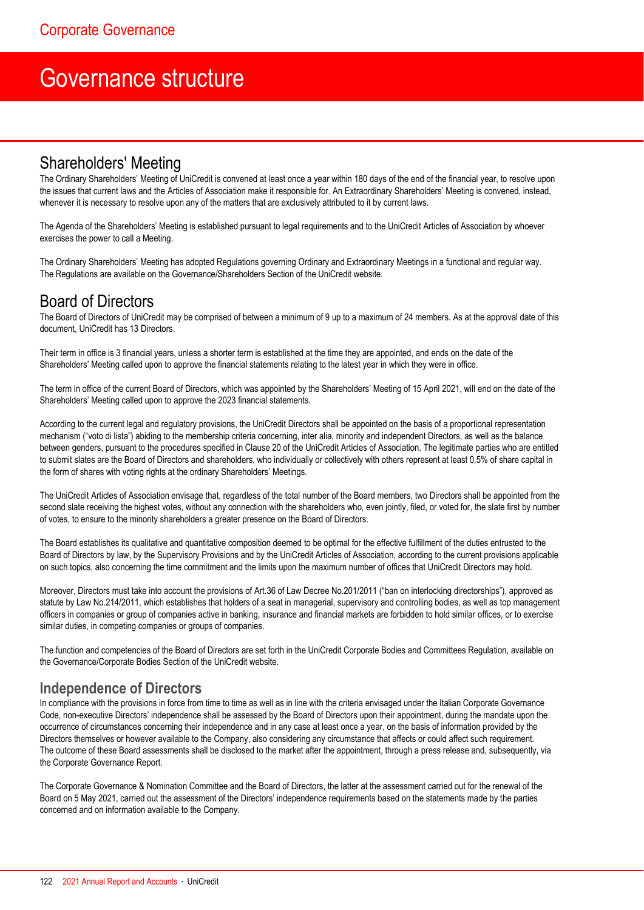# Governance structure

## Shareholders' Meeting

The Ordinary Shareholders' Meeting of UniCredit is convened at least once a year within 180 days of the end of the financial year, to resolve upon the issues that current laws and the Articles of Association make it responsible for. An Extraordinary Shareholders' Meeting is convened, instead, whenever it is necessary to resolve upon any of the matters that are exclusively attributed to it by current laws.

The Agenda of the Shareholders' Meeting is established pursuant to legal requirements and to the UniCredit Articles of Association by whoever exercises the power to call a Meeting.

The Ordinary Shareholders' Meeting has adopted Regulations governing Ordinary and Extraordinary Meetings in a functional and regular way. The Regulations are available on the Governance/Shareholders Section of the UniCredit website.

## Board of Directors

The Board of Directors of UniCredit may be comprised of between a minimum of 9 up to a maximum of 24 members. As at the approval date of this document, UniCredit has 13 Directors.

Their term in office is 3 financial years, unless a shorter term is established at the time they are appointed, and ends on the date of the Shareholders' Meeting called upon to approve the financial statements relating to the latest year in which they were in office.

The term in office of the current Board of Directors, which was appointed by the Shareholders' Meeting of 15 April 2021, will end on the date of the Shareholders' Meeting called upon to approve the 2023 financial statements.

According to the current legal and regulatory provisions, the UniCredit Directors shall be appointed on the basis of a proportional representation mechanism ("voto di lista") abiding to the membership criteria concerning, inter alia, minority and independent Directors, as well as the balance between genders, pursuant to the procedures specified in Clause 20 of the UniCredit Articles of Association. The legitimate parties who are entitled to submit slates are the Board of Directors and shareholders, who individually or collectively with others represent at least 0.5% of share capital in the form of shares with voting rights at the ordinary Shareholders' Meetings.

The UniCredit Articles of Association envisage that, regardless of the total number of the Board members, two Directors shall be appointed from the second slate receiving the highest votes, without any connection with the shareholders who, even jointly, filed, or voted for, the slate first by number of votes, to ensure to the minority shareholders a greater presence on the Board of Directors.

The Board establishes its qualitative and quantitative composition deemed to be optimal for the effective fulfillment of the duties entrusted to the Board of Directors by law, by the Supervisory Provisions and by the UniCredit Articles of Association, according to the current provisions applicable on such topics, also concerning the time commitment and the limits upon the maximum number of offices that UniCredit Directors may hold.

Moreover, Directors must take into account the provisions of Art.36 of Law Decree No.201/2011 ("ban on interlocking directorships"), approved as statute by Law No.214/2011, which establishes that holders of a seat in managerial, supervisory and controlling bodies, as well as top management officers in companies or group of companies active in banking, insurance and financial markets are forbidden to hold similar offices, or to exercise similar duties, in competing companies or groups of companies.

The function and competencies of the Board of Directors are set forth in the UniCredit Corporate Bodies and Committees Regulation, available on the Governance/Corporate Bodies Section of the UniCredit website.

### Independence of Directors

In compliance with the provisions in force from time to time as well as in line with the criteria envisaged under the Italian Corporate Governance Code, non-executive Directors' independence shall be assessed by the Board of Directors upon their appointment, during the mandate upon the occurrence of circumstances concerning their independence and in any case at least once a year, on the basis of information provided by the Directors themselves or however available to the Company, also considering any circumstance that affects or could affect such requirement. The outcome of these Board assessments shall be disclosed to the market after the appointment, through a press release and, subsequently, via the Corporate Governance Report.

The Corporate Governance & Nomination Committee and the Board of Directors, the latter at the assessment carried out for the renewal of the Board on 5 May 2021, carried out the assessment of the Directors' independence requirements based on the statements made by the parties concerned and on information available to the Company.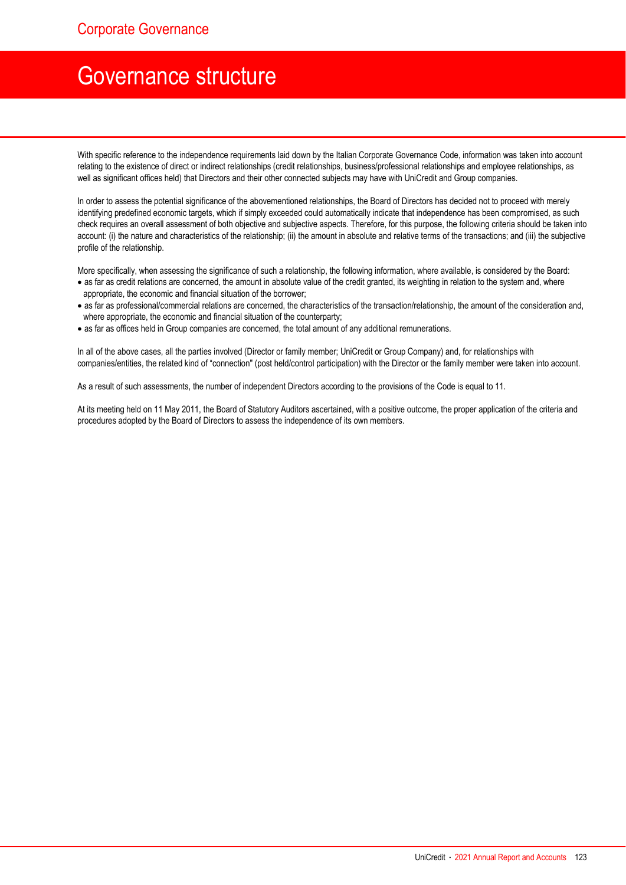# Governance structure

With specific reference to the independence requirements laid down by the Italian Corporate Governance Code, information was taken into account relating to the existence of direct or indirect relationships (credit relationships, business/professional relationships and employee relationships, as well as significant offices held) that Directors and their other connected subjects may have with UniCredit and Group companies.

In order to assess the potential significance of the abovementioned relationships, the Board of Directors has decided not to proceed with merely identifying predefined economic targets, which if simply exceeded could automatically indicate that independence has been compromised, as such check requires an overall assessment of both objective and subjective aspects. Therefore, for this purpose, the following criteria should be taken into account: (i) the nature and characteristics of the relationship; (ii) the amount in absolute and relative terms of the transactions; and (iii) the subjective profile of the relationship.

More specifically, when assessing the significance of such a relationship, the following information, where available, is considered by the Board:

- as far as credit relations are concerned, the amount in absolute value of the credit granted, its weighting in relation to the system and, where appropriate, the economic and financial situation of the borrower;
- as far as professional/commercial relations are concerned, the characteristics of the transaction/relationship, the amount of the consideration and, where appropriate, the economic and financial situation of the counterparty;
- as far as offices held in Group companies are concerned, the total amount of any additional remunerations.

In all of the above cases, all the parties involved (Director or family member; UniCredit or Group Company) and, for relationships with companies/entities, the related kind of "connection" (post held/control participation) with the Director or the family member were taken into account.

As a result of such assessments, the number of independent Directors according to the provisions of the Code is equal to 11.

At its meeting held on 11 May 2011, the Board of Statutory Auditors ascertained, with a positive outcome, the proper application of the criteria and procedures adopted by the Board of Directors to assess the independence of its own members.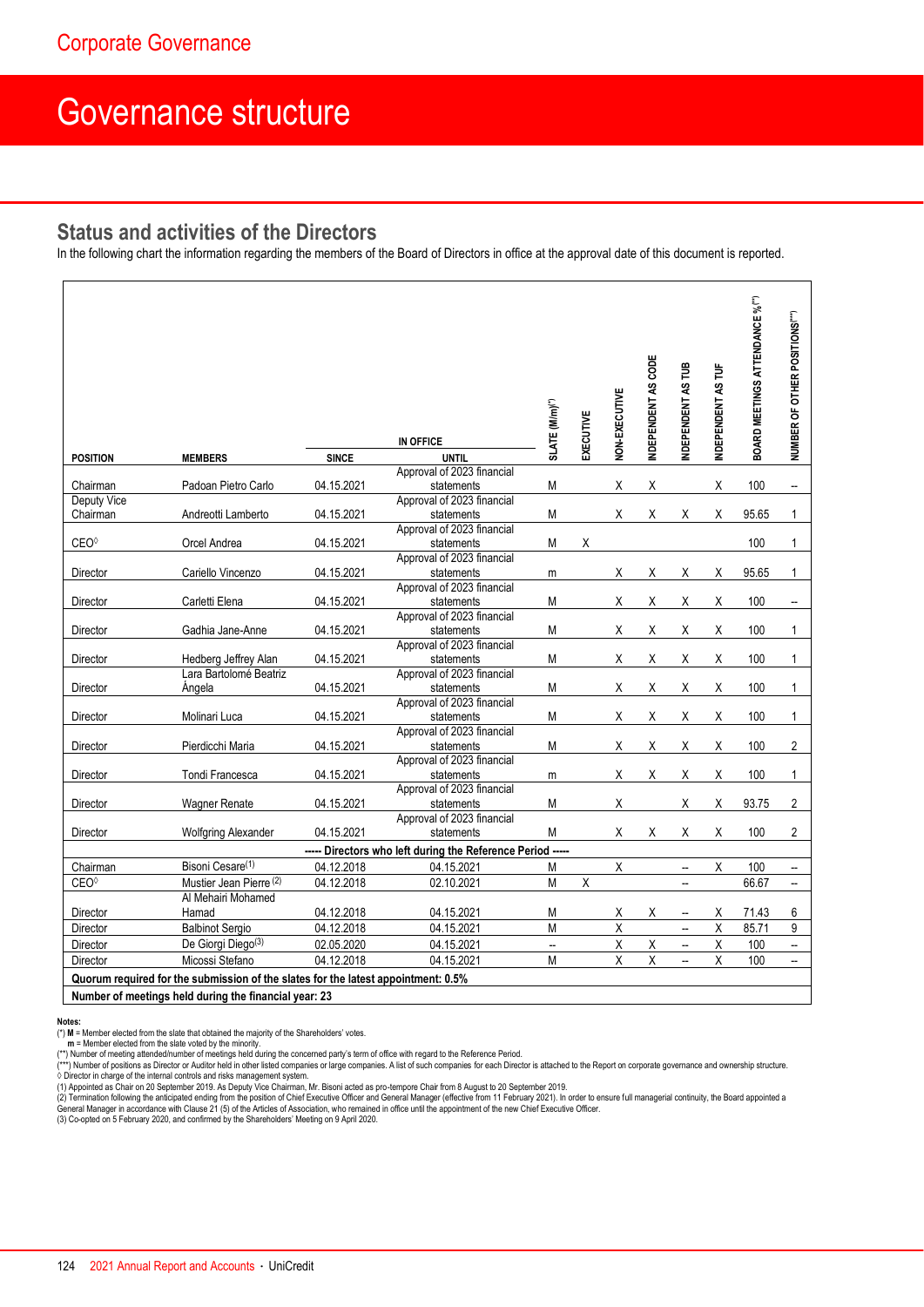# Corporate Governance

# Governance structure

## Status and activities of the Directors

In the following chart the information regarding the members of the Board of Directors in office at the approval date of this document is reported.

| POSITION | MEMBERS | IN OFFICE SINCE | IN OFFICE UNTIL | SLATE (M/m)(*) | EXECUTIVE | NON-EXECUTIVE | INDEPENDENT AS CODE | INDEPENDENT AS TUB | INDEPENDENT AS TUF | BOARD MEETINGS ATTENDANCE %(**) | NUMBER OF OTHER POSITIONS(***) |
|---|---|---|---|---|---|---|---|---|---|---|---|
| Chairman | Padoan Pietro Carlo | 04.15.2021 | Approval of 2023 financial statements | M | | X | X | | X | 100 | -- |
| Deputy Vice Chairman | Andreotti Lamberto | 04.15.2021 | Approval of 2023 financial statements | M | | X | X | X | X | 95.65 | 1 |
| CEO◊ | Orcel Andrea | 04.15.2021 | Approval of 2023 financial statements | M | X | | | | | 100 | 1 |
| Director | Cariello Vincenzo | 04.15.2021 | Approval of 2023 financial statements | m | | X | X | X | X | 95.65 | 1 |
| Director | Carletti Elena | 04.15.2021 | Approval of 2023 financial statements | M | | X | X | X | X | 100 | -- |
| Director | Gadhia Jane-Anne | 04.15.2021 | Approval of 2023 financial statements | M | | X | X | X | X | 100 | 1 |
| Director | Hedberg Jeffrey Alan | 04.15.2021 | Approval of 2023 financial statements | M | | X | X | X | X | 100 | 1 |
| Director | Lara Bartolomé Beatriz Ángela | 04.15.2021 | Approval of 2023 financial statements | M | | X | X | X | X | 100 | 1 |
| Director | Molinari Luca | 04.15.2021 | Approval of 2023 financial statements | M | | X | X | X | X | 100 | 1 |
| Director | Pierdicchi Maria | 04.15.2021 | Approval of 2023 financial statements | M | | X | X | X | X | 100 | 2 |
| Director | Tondi Francesca | 04.15.2021 | Approval of 2023 financial statements | m | | X | X | X | X | 100 | 1 |
| Director | Wagner Renate | 04.15.2021 | Approval of 2023 financial statements | M | | X | | X | X | 93.75 | 2 |
| Director | Wolfgring Alexander | 04.15.2021 | Approval of 2023 financial statements | M | | X | X | X | X | 100 | 2 |
| ----- Directors who left during the Reference Period ----- | | | | | | | | | | | |
| Chairman | Bisoni Cesare(1) | 04.12.2018 | 04.15.2021 | M | | X | | -- | X | 100 | -- |
| CEO◊ | Mustier Jean Pierre (2) | 04.12.2018 | 02.10.2021 | M | X | | | -- | | 66.67 | -- |
| Director | Al Mehairi Mohamed Hamad | 04.12.2018 | 04.15.2021 | M | | X | X | -- | X | 71.43 | 6 |
| Director | Balbinot Sergio | 04.12.2018 | 04.15.2021 | M | | X | | -- | X | 85.71 | 9 |
| Director | De Giorgi Diego(3) | 02.05.2020 | 04.15.2021 | -- | | X | X | -- | X | 100 | -- |
| Director | Micossi Stefano | 04.12.2018 | 04.15.2021 | M | | X | X | -- | X | 100 | -- |
| **Quorum required for the submission of the slates for the latest appointment: 0.5%** | | | | | | | | | | | |
| **Number of meetings held during the financial year: 23** | | | | | | | | | | | |

**Notes:**

(*) **M** = Member elected from the slate that obtained the majority of the Shareholders' votes.
**m** = Member elected from the slate voted by the minority.

(**) Number of meeting attended/number of meetings held during the concerned party's term of office with regard to the Reference Period.

(***) Number of positions as Director or Auditor held in other listed companies or large companies. A list of such companies for each Director is attached to the Report on corporate governance and ownership structure.

◊ Director in charge of the internal controls and risks management system.

(1) Appointed as Chair on 20 September 2019. As Deputy Vice Chairman, Mr. Bisoni acted as pro-tempore Chair from 8 August to 20 September 2019.

(2) Termination following the anticipated ending from the position of Chief Executive Officer and General Manager (effective from 11 February 2021). In order to ensure full managerial continuity, the Board appointed a General Manager in accordance with Clause 21 (5) of the Articles of Association, who remained in office until the appointment of the new Chief Executive Officer.

(3) Co-opted on 5 February 2020, and confirmed by the Shareholders' Meeting on 9 April 2020.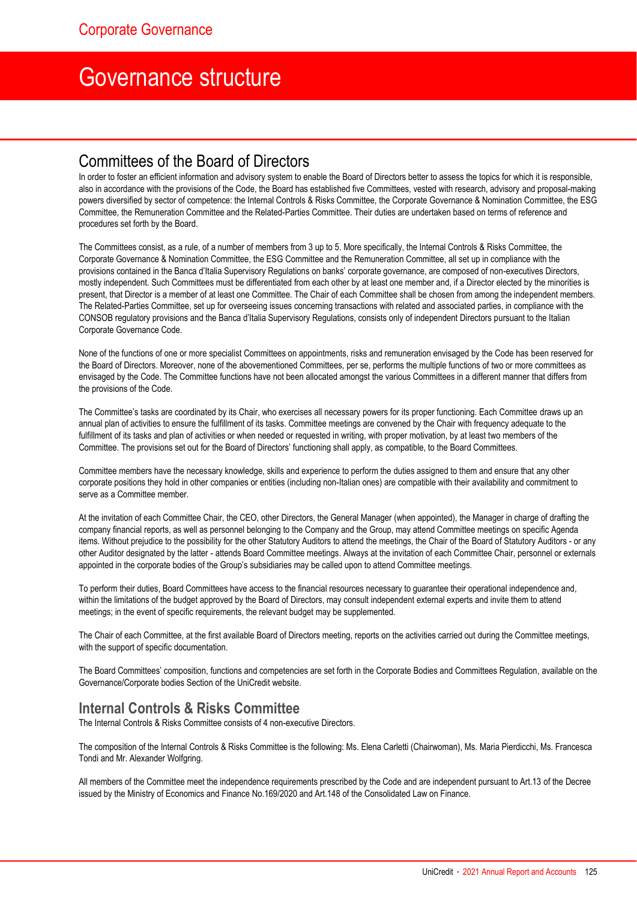# Governance structure

## Committees of the Board of Directors

In order to foster an efficient information and advisory system to enable the Board of Directors better to assess the topics for which it is responsible, also in accordance with the provisions of the Code, the Board has established five Committees, vested with research, advisory and proposal-making powers diversified by sector of competence: the Internal Controls & Risks Committee, the Corporate Governance & Nomination Committee, the ESG Committee, the Remuneration Committee and the Related-Parties Committee. Their duties are undertaken based on terms of reference and procedures set forth by the Board.

The Committees consist, as a rule, of a number of members from 3 up to 5. More specifically, the Internal Controls & Risks Committee, the Corporate Governance & Nomination Committee, the ESG Committee and the Remuneration Committee, all set up in compliance with the provisions contained in the Banca d'Italia Supervisory Regulations on banks' corporate governance, are composed of non-executives Directors, mostly independent. Such Committees must be differentiated from each other by at least one member and, if a Director elected by the minorities is present, that Director is a member of at least one Committee. The Chair of each Committee shall be chosen from among the independent members. The Related-Parties Committee, set up for overseeing issues concerning transactions with related and associated parties, in compliance with the CONSOB regulatory provisions and the Banca d'Italia Supervisory Regulations, consists only of independent Directors pursuant to the Italian Corporate Governance Code.

None of the functions of one or more specialist Committees on appointments, risks and remuneration envisaged by the Code has been reserved for the Board of Directors. Moreover, none of the abovementioned Committees, per se, performs the multiple functions of two or more committees as envisaged by the Code. The Committee functions have not been allocated amongst the various Committees in a different manner that differs from the provisions of the Code.

The Committee's tasks are coordinated by its Chair, who exercises all necessary powers for its proper functioning. Each Committee draws up an annual plan of activities to ensure the fulfillment of its tasks. Committee meetings are convened by the Chair with frequency adequate to the fulfillment of its tasks and plan of activities or when needed or requested in writing, with proper motivation, by at least two members of the Committee. The provisions set out for the Board of Directors' functioning shall apply, as compatible, to the Board Committees.

Committee members have the necessary knowledge, skills and experience to perform the duties assigned to them and ensure that any other corporate positions they hold in other companies or entities (including non-Italian ones) are compatible with their availability and commitment to serve as a Committee member.

At the invitation of each Committee Chair, the CEO, other Directors, the General Manager (when appointed), the Manager in charge of drafting the company financial reports, as well as personnel belonging to the Company and the Group, may attend Committee meetings on specific Agenda items. Without prejudice to the possibility for the other Statutory Auditors to attend the meetings, the Chair of the Board of Statutory Auditors - or any other Auditor designated by the latter - attends Board Committee meetings. Always at the invitation of each Committee Chair, personnel or externals appointed in the corporate bodies of the Group's subsidiaries may be called upon to attend Committee meetings.

To perform their duties, Board Committees have access to the financial resources necessary to guarantee their operational independence and, within the limitations of the budget approved by the Board of Directors, may consult independent external experts and invite them to attend meetings; in the event of specific requirements, the relevant budget may be supplemented.

The Chair of each Committee, at the first available Board of Directors meeting, reports on the activities carried out during the Committee meetings, with the support of specific documentation.

The Board Committees' composition, functions and competencies are set forth in the Corporate Bodies and Committees Regulation, available on the Governance/Corporate bodies Section of the UniCredit website.

### Internal Controls & Risks Committee

The Internal Controls & Risks Committee consists of 4 non-executive Directors.

The composition of the Internal Controls & Risks Committee is the following: Ms. Elena Carletti (Chairwoman), Ms. Maria Pierdicchi, Ms. Francesca Tondi and Mr. Alexander Wolfgring.

All members of the Committee meet the independence requirements prescribed by the Code and are independent pursuant to Art.13 of the Decree issued by the Ministry of Economics and Finance No.169/2020 and Art.148 of the Consolidated Law on Finance.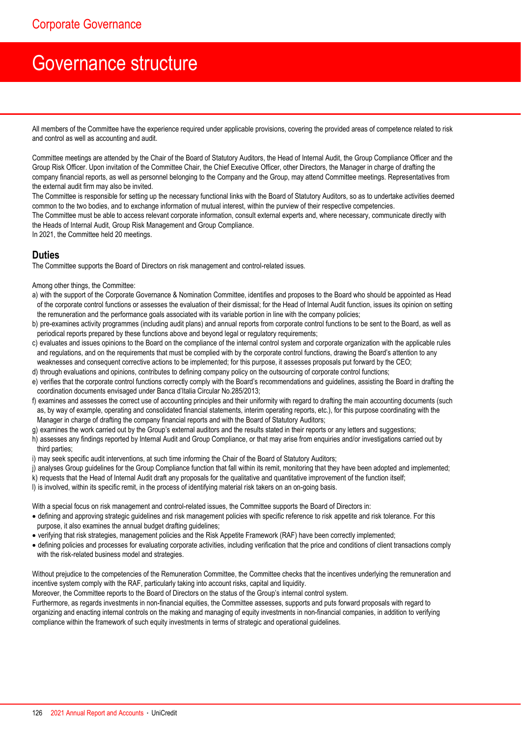# Governance structure

All members of the Committee have the experience required under applicable provisions, covering the provided areas of competence related to risk and control as well as accounting and audit.

Committee meetings are attended by the Chair of the Board of Statutory Auditors, the Head of Internal Audit, the Group Compliance Officer and the Group Risk Officer. Upon invitation of the Committee Chair, the Chief Executive Officer, other Directors, the Manager in charge of drafting the company financial reports, as well as personnel belonging to the Company and the Group, may attend Committee meetings. Representatives from the external audit firm may also be invited.
The Committee is responsible for setting up the necessary functional links with the Board of Statutory Auditors, so as to undertake activities deemed common to the two bodies, and to exchange information of mutual interest, within the purview of their respective competencies.
The Committee must be able to access relevant corporate information, consult external experts and, where necessary, communicate directly with the Heads of Internal Audit, Group Risk Management and Group Compliance.
In 2021, the Committee held 20 meetings.

## Duties

The Committee supports the Board of Directors on risk management and control-related issues.

Among other things, the Committee:

a) with the support of the Corporate Governance & Nomination Committee, identifies and proposes to the Board who should be appointed as Head of the corporate control functions or assesses the evaluation of their dismissal; for the Head of Internal Audit function, issues its opinion on setting the remuneration and the performance goals associated with its variable portion in line with the company policies;
b) pre-examines activity programmes (including audit plans) and annual reports from corporate control functions to be sent to the Board, as well as periodical reports prepared by these functions above and beyond legal or regulatory requirements;
c) evaluates and issues opinions to the Board on the compliance of the internal control system and corporate organization with the applicable rules and regulations, and on the requirements that must be complied with by the corporate control functions, drawing the Board's attention to any weaknesses and consequent corrective actions to be implemented; for this purpose, it assesses proposals put forward by the CEO;
d) through evaluations and opinions, contributes to defining company policy on the outsourcing of corporate control functions;
e) verifies that the corporate control functions correctly comply with the Board's recommendations and guidelines, assisting the Board in drafting the coordination documents envisaged under Banca d'Italia Circular No.285/2013;
f) examines and assesses the correct use of accounting principles and their uniformity with regard to drafting the main accounting documents (such as, by way of example, operating and consolidated financial statements, interim operating reports, etc.), for this purpose coordinating with the Manager in charge of drafting the company financial reports and with the Board of Statutory Auditors;
g) examines the work carried out by the Group's external auditors and the results stated in their reports or any letters and suggestions;
h) assesses any findings reported by Internal Audit and Group Compliance, or that may arise from enquiries and/or investigations carried out by third parties;
i) may seek specific audit interventions, at such time informing the Chair of the Board of Statutory Auditors;
j) analyses Group guidelines for the Group Compliance function that fall within its remit, monitoring that they have been adopted and implemented;
k) requests that the Head of Internal Audit draft any proposals for the qualitative and quantitative improvement of the function itself;
l) is involved, within its specific remit, in the process of identifying material risk takers on an on-going basis.

With a special focus on risk management and control-related issues, the Committee supports the Board of Directors in:

- defining and approving strategic guidelines and risk management policies with specific reference to risk appetite and risk tolerance. For this purpose, it also examines the annual budget drafting guidelines;
- verifying that risk strategies, management policies and the Risk Appetite Framework (RAF) have been correctly implemented;
- defining policies and processes for evaluating corporate activities, including verification that the price and conditions of client transactions comply with the risk-related business model and strategies.

Without prejudice to the competencies of the Remuneration Committee, the Committee checks that the incentives underlying the remuneration and incentive system comply with the RAF, particularly taking into account risks, capital and liquidity.
Moreover, the Committee reports to the Board of Directors on the status of the Group's internal control system.
Furthermore, as regards investments in non-financial equities, the Committee assesses, supports and puts forward proposals with regard to organizing and enacting internal controls on the making and managing of equity investments in non-financial companies, in addition to verifying compliance within the framework of such equity investments in terms of strategic and operational guidelines.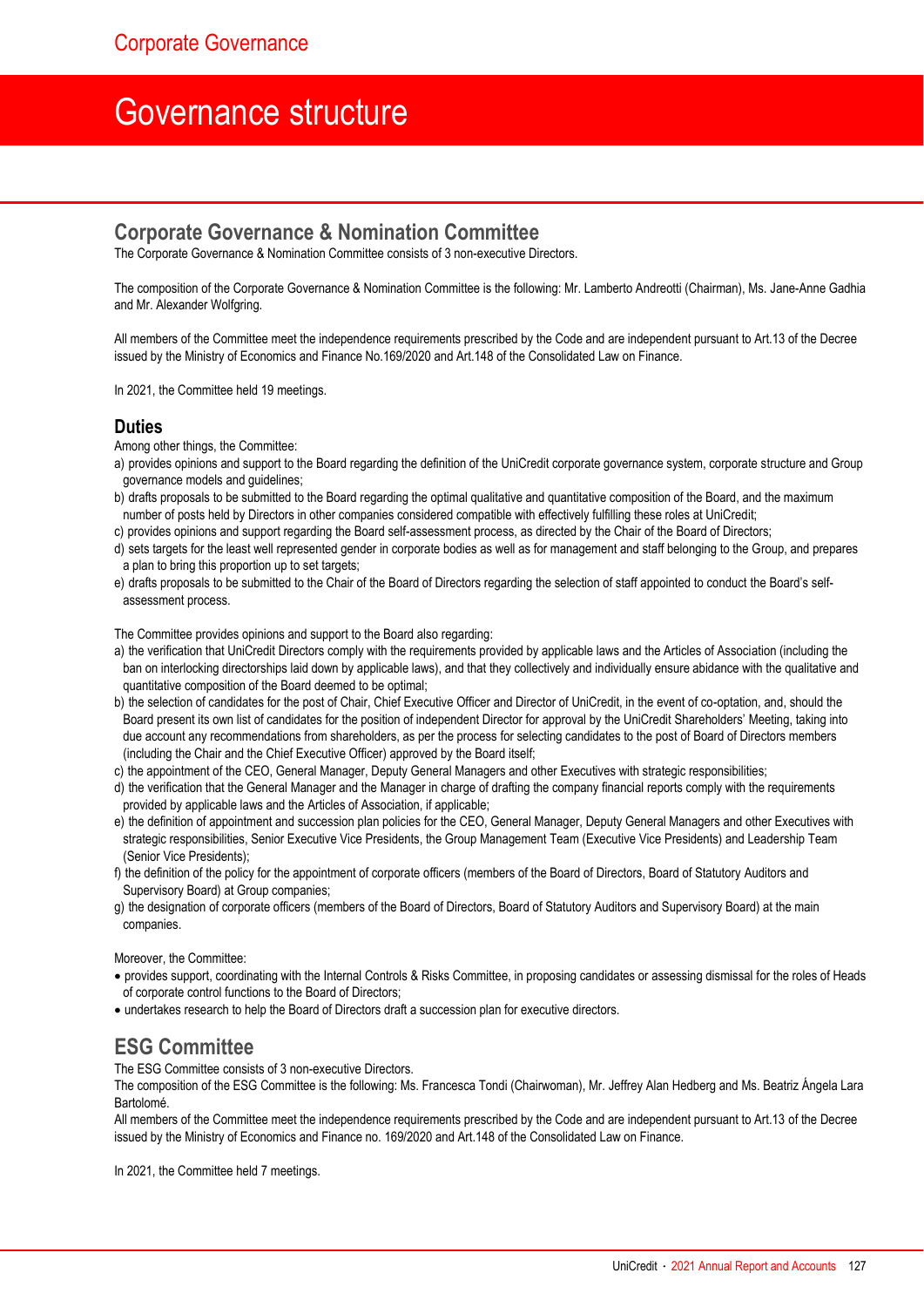# Governance structure

## Corporate Governance & Nomination Committee

The Corporate Governance & Nomination Committee consists of 3 non-executive Directors.

The composition of the Corporate Governance & Nomination Committee is the following: Mr. Lamberto Andreotti (Chairman), Ms. Jane-Anne Gadhia and Mr. Alexander Wolfgring.

All members of the Committee meet the independence requirements prescribed by the Code and are independent pursuant to Art.13 of the Decree issued by the Ministry of Economics and Finance No.169/2020 and Art.148 of the Consolidated Law on Finance.

In 2021, the Committee held 19 meetings.

### Duties

Among other things, the Committee:

a) provides opinions and support to the Board regarding the definition of the UniCredit corporate governance system, corporate structure and Group governance models and guidelines;
b) drafts proposals to be submitted to the Board regarding the optimal qualitative and quantitative composition of the Board, and the maximum number of posts held by Directors in other companies considered compatible with effectively fulfilling these roles at UniCredit;
c) provides opinions and support regarding the Board self-assessment process, as directed by the Chair of the Board of Directors;
d) sets targets for the least well represented gender in corporate bodies as well as for management and staff belonging to the Group, and prepares a plan to bring this proportion up to set targets;
e) drafts proposals to be submitted to the Chair of the Board of Directors regarding the selection of staff appointed to conduct the Board's self-assessment process.

The Committee provides opinions and support to the Board also regarding:

a) the verification that UniCredit Directors comply with the requirements provided by applicable laws and the Articles of Association (including the ban on interlocking directorships laid down by applicable laws), and that they collectively and individually ensure abidance with the qualitative and quantitative composition of the Board deemed to be optimal;
b) the selection of candidates for the post of Chair, Chief Executive Officer and Director of UniCredit, in the event of co-optation, and, should the Board present its own list of candidates for the position of independent Director for approval by the UniCredit Shareholders' Meeting, taking into due account any recommendations from shareholders, as per the process for selecting candidates to the post of Board of Directors members (including the Chair and the Chief Executive Officer) approved by the Board itself;
c) the appointment of the CEO, General Manager, Deputy General Managers and other Executives with strategic responsibilities;
d) the verification that the General Manager and the Manager in charge of drafting the company financial reports comply with the requirements provided by applicable laws and the Articles of Association, if applicable;
e) the definition of appointment and succession plan policies for the CEO, General Manager, Deputy General Managers and other Executives with strategic responsibilities, Senior Executive Vice Presidents, the Group Management Team (Executive Vice Presidents) and Leadership Team (Senior Vice Presidents);
f) the definition of the policy for the appointment of corporate officers (members of the Board of Directors, Board of Statutory Auditors and Supervisory Board) at Group companies;
g) the designation of corporate officers (members of the Board of Directors, Board of Statutory Auditors and Supervisory Board) at the main companies.

Moreover, the Committee:

- provides support, coordinating with the Internal Controls & Risks Committee, in proposing candidates or assessing dismissal for the roles of Heads of corporate control functions to the Board of Directors;
- undertakes research to help the Board of Directors draft a succession plan for executive directors.

## ESG Committee

The ESG Committee consists of 3 non-executive Directors.

The composition of the ESG Committee is the following: Ms. Francesca Tondi (Chairwoman), Mr. Jeffrey Alan Hedberg and Ms. Beatriz Ángela Lara Bartolomé.

All members of the Committee meet the independence requirements prescribed by the Code and are independent pursuant to Art.13 of the Decree issued by the Ministry of Economics and Finance no. 169/2020 and Art.148 of the Consolidated Law on Finance.

In 2021, the Committee held 7 meetings.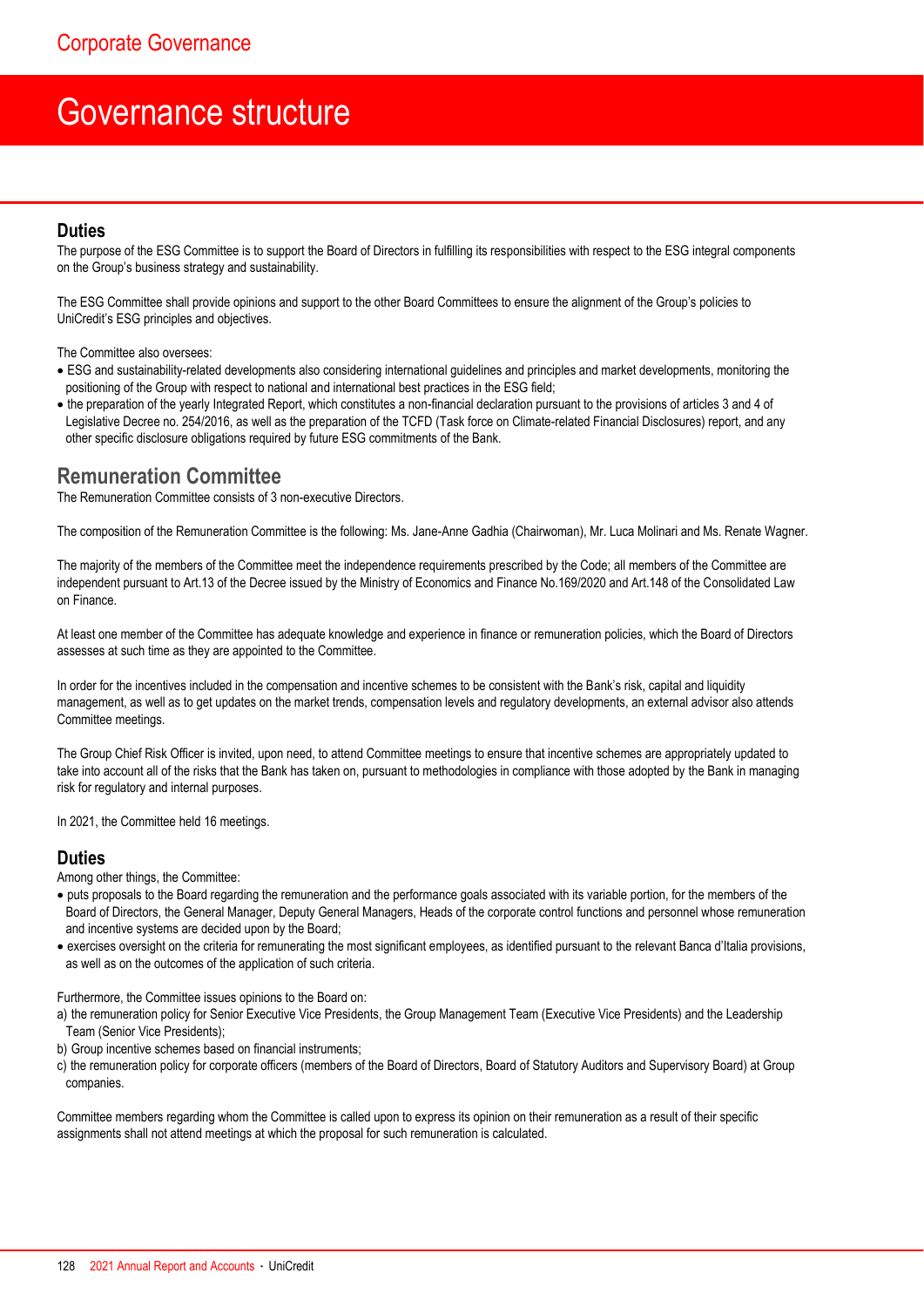## Duties

The purpose of the ESG Committee is to support the Board of Directors in fulfilling its responsibilities with respect to the ESG integral components on the Group's business strategy and sustainability.

The ESG Committee shall provide opinions and support to the other Board Committees to ensure the alignment of the Group's policies to UniCredit's ESG principles and objectives.

The Committee also oversees:

- ESG and sustainability-related developments also considering international guidelines and principles and market developments, monitoring the positioning of the Group with respect to national and international best practices in the ESG field;
- the preparation of the yearly Integrated Report, which constitutes a non-financial declaration pursuant to the provisions of articles 3 and 4 of Legislative Decree no. 254/2016, as well as the preparation of the TCFD (Task force on Climate-related Financial Disclosures) report, and any other specific disclosure obligations required by future ESG commitments of the Bank.

## Remuneration Committee

The Remuneration Committee consists of 3 non-executive Directors.

The composition of the Remuneration Committee is the following: Ms. Jane-Anne Gadhia (Chairwoman), Mr. Luca Molinari and Ms. Renate Wagner.

The majority of the members of the Committee meet the independence requirements prescribed by the Code; all members of the Committee are independent pursuant to Art.13 of the Decree issued by the Ministry of Economics and Finance No.169/2020 and Art.148 of the Consolidated Law on Finance.

At least one member of the Committee has adequate knowledge and experience in finance or remuneration policies, which the Board of Directors assesses at such time as they are appointed to the Committee.

In order for the incentives included in the compensation and incentive schemes to be consistent with the Bank's risk, capital and liquidity management, as well as to get updates on the market trends, compensation levels and regulatory developments, an external advisor also attends Committee meetings.

The Group Chief Risk Officer is invited, upon need, to attend Committee meetings to ensure that incentive schemes are appropriately updated to take into account all of the risks that the Bank has taken on, pursuant to methodologies in compliance with those adopted by the Bank in managing risk for regulatory and internal purposes.

In 2021, the Committee held 16 meetings.

## Duties

Among other things, the Committee:

- puts proposals to the Board regarding the remuneration and the performance goals associated with its variable portion, for the members of the Board of Directors, the General Manager, Deputy General Managers, Heads of the corporate control functions and personnel whose remuneration and incentive systems are decided upon by the Board;
- exercises oversight on the criteria for remunerating the most significant employees, as identified pursuant to the relevant Banca d'Italia provisions, as well as on the outcomes of the application of such criteria.

Furthermore, the Committee issues opinions to the Board on:

a) the remuneration policy for Senior Executive Vice Presidents, the Group Management Team (Executive Vice Presidents) and the Leadership Team (Senior Vice Presidents);

b) Group incentive schemes based on financial instruments;

c) the remuneration policy for corporate officers (members of the Board of Directors, Board of Statutory Auditors and Supervisory Board) at Group companies.

Committee members regarding whom the Committee is called upon to express its opinion on their remuneration as a result of their specific assignments shall not attend meetings at which the proposal for such remuneration is calculated.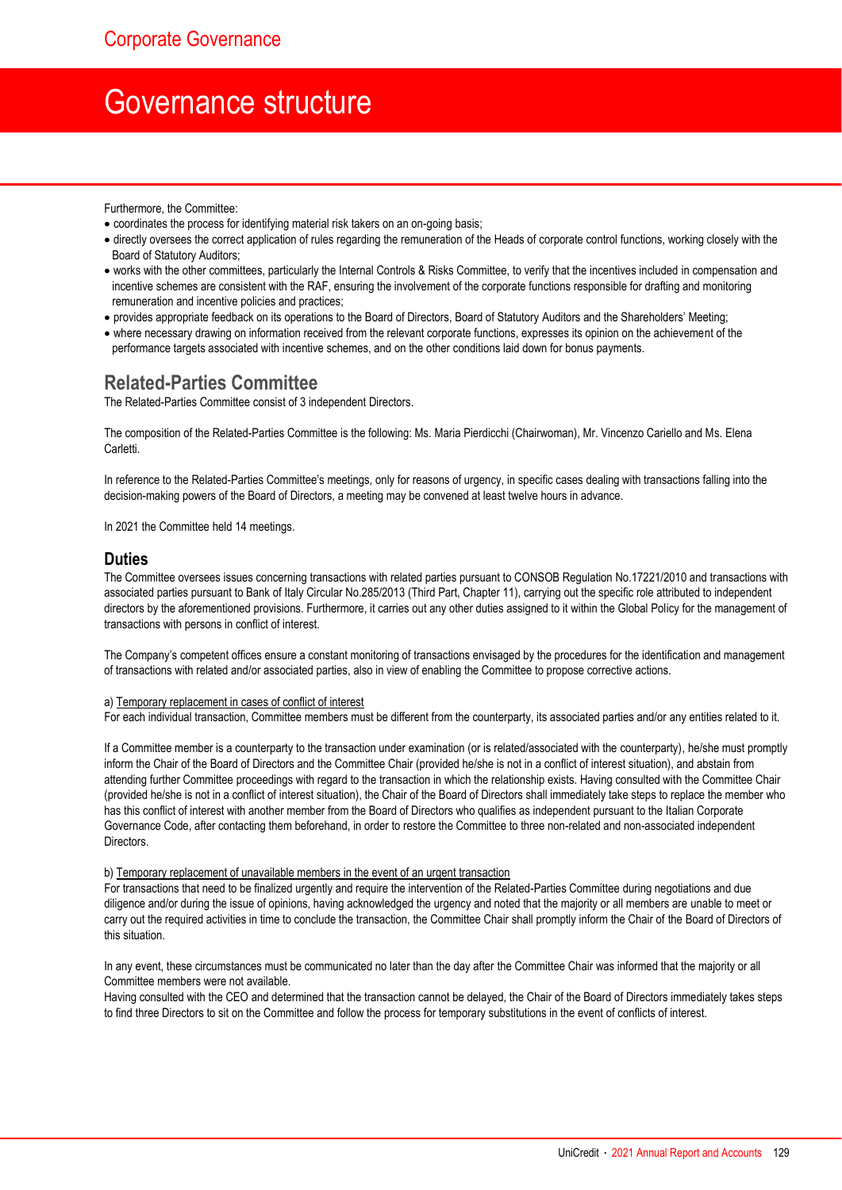Furthermore, the Committee:

- coordinates the process for identifying material risk takers on an on-going basis;
- directly oversees the correct application of rules regarding the remuneration of the Heads of corporate control functions, working closely with the Board of Statutory Auditors;
- works with the other committees, particularly the Internal Controls & Risks Committee, to verify that the incentives included in compensation and incentive schemes are consistent with the RAF, ensuring the involvement of the corporate functions responsible for drafting and monitoring remuneration and incentive policies and practices;
- provides appropriate feedback on its operations to the Board of Directors, Board of Statutory Auditors and the Shareholders' Meeting;
- where necessary drawing on information received from the relevant corporate functions, expresses its opinion on the achievement of the performance targets associated with incentive schemes, and on the other conditions laid down for bonus payments.

## Related-Parties Committee

The Related-Parties Committee consist of 3 independent Directors.

The composition of the Related-Parties Committee is the following: Ms. Maria Pierdicchi (Chairwoman), Mr. Vincenzo Cariello and Ms. Elena Carletti.

In reference to the Related-Parties Committee's meetings, only for reasons of urgency, in specific cases dealing with transactions falling into the decision-making powers of the Board of Directors, a meeting may be convened at least twelve hours in advance.

In 2021 the Committee held 14 meetings.

### Duties

The Committee oversees issues concerning transactions with related parties pursuant to CONSOB Regulation No.17221/2010 and transactions with associated parties pursuant to Bank of Italy Circular No.285/2013 (Third Part, Chapter 11), carrying out the specific role attributed to independent directors by the aforementioned provisions. Furthermore, it carries out any other duties assigned to it within the Global Policy for the management of transactions with persons in conflict of interest.

The Company's competent offices ensure a constant monitoring of transactions envisaged by the procedures for the identification and management of transactions with related and/or associated parties, also in view of enabling the Committee to propose corrective actions.

a) Temporary replacement in cases of conflict of interest

For each individual transaction, Committee members must be different from the counterparty, its associated parties and/or any entities related to it.

If a Committee member is a counterparty to the transaction under examination (or is related/associated with the counterparty), he/she must promptly inform the Chair of the Board of Directors and the Committee Chair (provided he/she is not in a conflict of interest situation), and abstain from attending further Committee proceedings with regard to the transaction in which the relationship exists. Having consulted with the Committee Chair (provided he/she is not in a conflict of interest situation), the Chair of the Board of Directors shall immediately take steps to replace the member who has this conflict of interest with another member from the Board of Directors who qualifies as independent pursuant to the Italian Corporate Governance Code, after contacting them beforehand, in order to restore the Committee to three non-related and non-associated independent Directors.

b) Temporary replacement of unavailable members in the event of an urgent transaction

For transactions that need to be finalized urgently and require the intervention of the Related-Parties Committee during negotiations and due diligence and/or during the issue of opinions, having acknowledged the urgency and noted that the majority or all members are unable to meet or carry out the required activities in time to conclude the transaction, the Committee Chair shall promptly inform the Chair of the Board of Directors of this situation.

In any event, these circumstances must be communicated no later than the day after the Committee Chair was informed that the majority or all Committee members were not available.
Having consulted with the CEO and determined that the transaction cannot be delayed, the Chair of the Board of Directors immediately takes steps to find three Directors to sit on the Committee and follow the process for temporary substitutions in the event of conflicts of interest.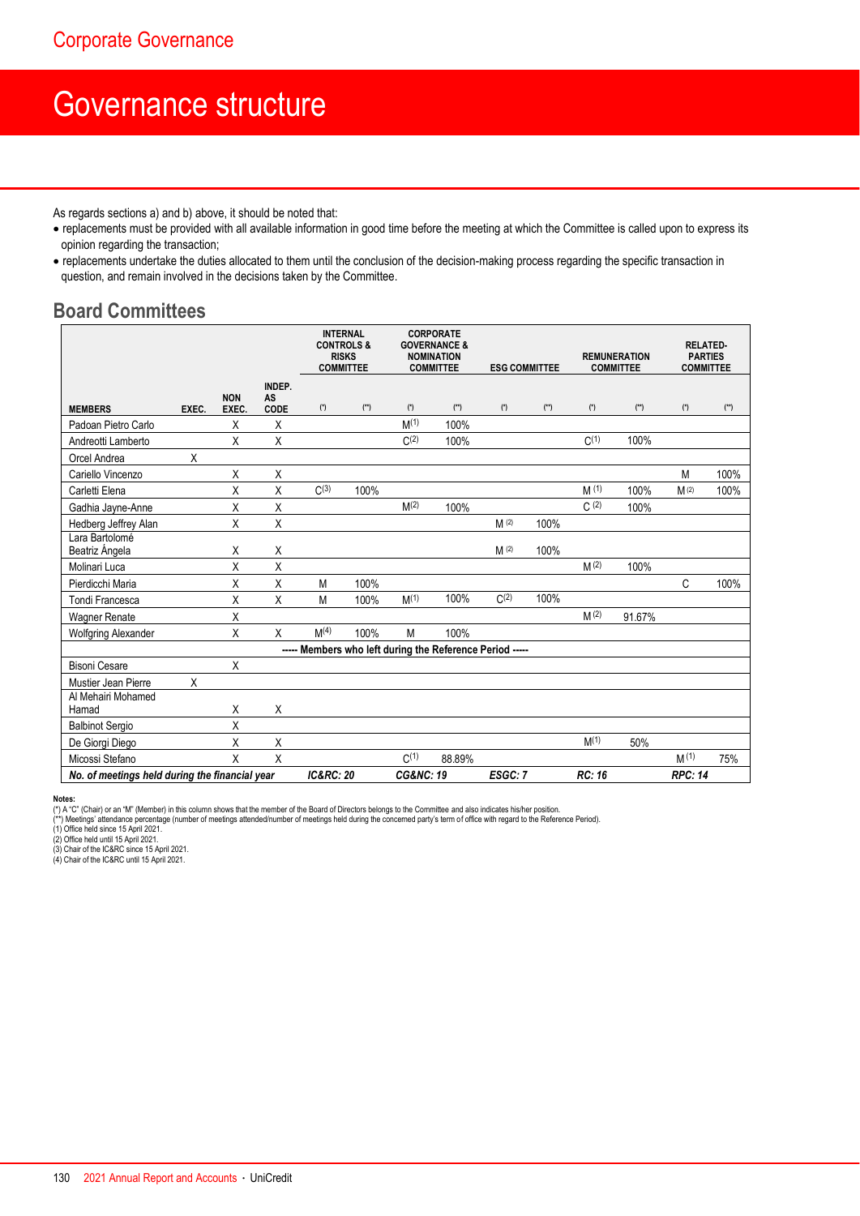# Corporate Governance

# Governance structure

As regards sections a) and b) above, it should be noted that:

- replacements must be provided with all available information in good time before the meeting at which the Committee is called upon to express its opinion regarding the transaction;
- replacements undertake the duties allocated to them until the conclusion of the decision-making process regarding the specific transaction in question, and remain involved in the decisions taken by the Committee.

## Board Committees

| | | | | INTERNAL CONTROLS & RISKS COMMITTEE | | CORPORATE GOVERNANCE & NOMINATION COMMITTEE | | ESG COMMITTEE | | REMUNERATION COMMITTEE | | RELATED-PARTIES COMMITTEE | |
|---|---|---|---|---|---|---|---|---|---|---|---|---|---|
| MEMBERS | EXEC. | NON EXEC. | INDEP. AS CODE | (*) | (**) | (*) | (**) | (*) | (**) | (*) | (**) | (*) | (**) |
| Padoan Pietro Carlo | | X | X | | | M(1) | 100% | | | | | | |
| Andreotti Lamberto | | X | X | | | C(2) | 100% | | | C(1) | 100% | | |
| Orcel Andrea | X | | | | | | | | | | | | |
| Cariello Vincenzo | | X | X | | | | | | | | | M | 100% |
| Carletti Elena | | X | X | C(3) | 100% | | | | | M (1) | 100% | M (2) | 100% |
| Gadhia Jayne-Anne | | X | X | | | M(2) | 100% | | | C (2) | 100% | | |
| Hedberg Jeffrey Alan | | X | X | | | | | M (2) | 100% | | | | |
| Lara Bartolomé Beatriz Ángela | | X | X | | | | | M (2) | 100% | | | | |
| Molinari Luca | | X | X | | | | | | | M (2) | 100% | | |
| Pierdicchi Maria | | X | X | M | 100% | | | | | | | C | 100% |
| Tondi Francesca | | X | X | M | 100% | M(1) | 100% | C(2) | 100% | | | | |
| Wagner Renate | | X | | | | | | | | M (2) | 91.67% | | |
| Wolfgring Alexander | | X | X | M(4) | 100% | M | 100% | | | | | | |
| ----- Members who left during the Reference Period ----- | | | | | | | | | | | | | |
| Bisoni Cesare | | X | | | | | | | | | | | |
| Mustier Jean Pierre | X | | | | | | | | | | | | |
| Al Mehairi Mohamed Hamad | | X | X | | | | | | | | | | |
| Balbinot Sergio | | X | | | | | | | | | | | |
| De Giorgi Diego | | X | X | | | | | | | M(1) | 50% | | |
| Micossi Stefano | | X | X | | | C(1) | 88.89% | | | | | M (1) | 75% |
| *No. of meetings held during the financial year* | | | | *IC&RC: 20* | | *CG&NC: 19* | | *ESGC: 7* | | *RC: 16* | | *RPC: 14* | |

**Notes:**
(*) A "C" (Chair) or an "M" (Member) in this column shows that the member of the Board of Directors belongs to the Committee and also indicates his/her position.
(**) Meetings' attendance percentage (number of meetings attended/number of meetings held during the concerned party's term of office with regard to the Reference Period).
(1) Office held since 15 April 2021.
(2) Office held until 15 April 2021.
(3) Chair of the IC&RC since 15 April 2021.
(4) Chair of the IC&RC until 15 April 2021.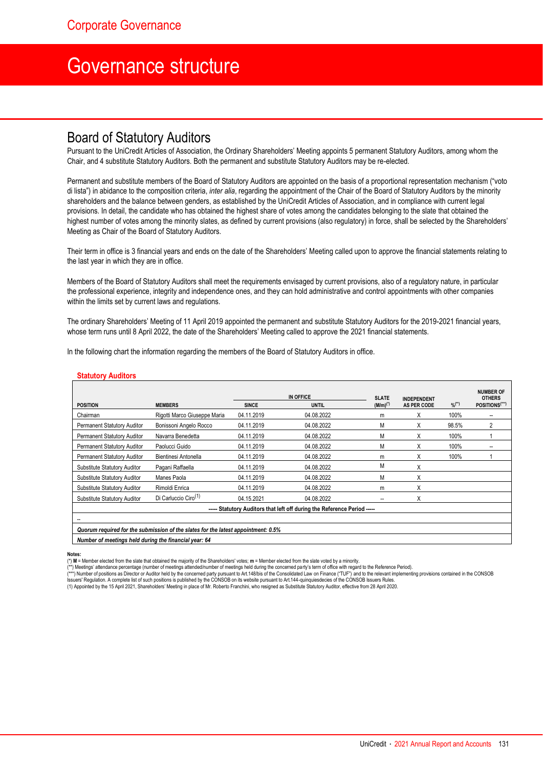# Corporate Governance

# Governance structure

## Board of Statutory Auditors

Pursuant to the UniCredit Articles of Association, the Ordinary Shareholders' Meeting appoints 5 permanent Statutory Auditors, among whom the Chair, and 4 substitute Statutory Auditors. Both the permanent and substitute Statutory Auditors may be re-elected.

Permanent and substitute members of the Board of Statutory Auditors are appointed on the basis of a proportional representation mechanism ("voto di lista") in abidance to the composition criteria, *inter alia*, regarding the appointment of the Chair of the Board of Statutory Auditors by the minority shareholders and the balance between genders, as established by the UniCredit Articles of Association, and in compliance with current legal provisions. In detail, the candidate who has obtained the highest share of votes among the candidates belonging to the slate that obtained the highest number of votes among the minority slates, as defined by current provisions (also regulatory) in force, shall be selected by the Shareholders' Meeting as Chair of the Board of Statutory Auditors.

Their term in office is 3 financial years and ends on the date of the Shareholders' Meeting called upon to approve the financial statements relating to the last year in which they are in office.

Members of the Board of Statutory Auditors shall meet the requirements envisaged by current provisions, also of a regulatory nature, in particular the professional experience, integrity and independence ones, and they can hold administrative and control appointments with other companies within the limits set by current laws and regulations.

The ordinary Shareholders' Meeting of 11 April 2019 appointed the permanent and substitute Statutory Auditors for the 2019-2021 financial years, whose term runs until 8 April 2022, the date of the Shareholders' Meeting called to approve the 2021 financial statements.

In the following chart the information regarding the members of the Board of Statutory Auditors in office.

**Statutory Auditors**

| POSITION | MEMBERS | IN OFFICE SINCE | IN OFFICE UNTIL | SLATE (M/m)(*) | INDEPENDENT AS PER CODE | %(**) | NUMBER OF OTHERS POSITIONS(***) |
|---|---|---|---|---|---|---|---|
| Chairman | Rigotti Marco Giuseppe Maria | 04.11.2019 | 04.08.2022 | m | X | 100% | -- |
| Permanent Statutory Auditor | Bonissoni Angelo Rocco | 04.11.2019 | 04.08.2022 | M | X | 98.5% | 2 |
| Permanent Statutory Auditor | Navarra Benedetta | 04.11.2019 | 04.08.2022 | M | X | 100% | 1 |
| Permanent Statutory Auditor | Paolucci Guido | 04.11.2019 | 04.08.2022 | M | X | 100% | -- |
| Permanent Statutory Auditor | Bientinesi Antonella | 04.11.2019 | 04.08.2022 | m | X | 100% | 1 |
| Substitute Statutory Auditor | Pagani Raffaella | 04.11.2019 | 04.08.2022 | M | X | | |
| Substitute Statutory Auditor | Manes Paola | 04.11.2019 | 04.08.2022 | M | X | | |
| Substitute Statutory Auditor | Rimoldi Enrica | 04.11.2019 | 04.08.2022 | m | X | | |
| Substitute Statutory Auditor | Di Carluccio Ciro(1) | 04.15.2021 | 04.08.2022 | -- | X | | |
| ----- Statutory Auditors that left off during the Reference Period ----- | | | | | | | |
| -- | | | | | | | |
| *Quorum required for the submission of the slates for the latest appointment: 0.5%* | | | | | | | |
| *Number of meetings held during the financial year: 64* | | | | | | | |

**Notes:**

(*) **M** = Member elected from the slate that obtained the majority of the Shareholders' votes; **m** = Member elected from the slate voted by a minority.
(**) Meetings' attendance percentage (number of meetings attended/number of meetings held during the concerned party's term of office with regard to the Reference Period).
(***) Number of positions as Director or Auditor held by the concerned party pursuant to Art.148/bis of the Consolidated Law on Finance ("TUF") and to the relevant implementing provisions contained in the CONSOB Issuers' Regulation. A complete list of such positions is published by the CONSOB on its website pursuant to Art.144-quinquiesdecies of the CONSOB Issuers Rules.
(1) Appointed by the 15 April 2021, Shareholders' Meeting in place of Mr. Roberto Franchini, who resigned as Substitute Statutory Auditor, effective from 28 April 2020.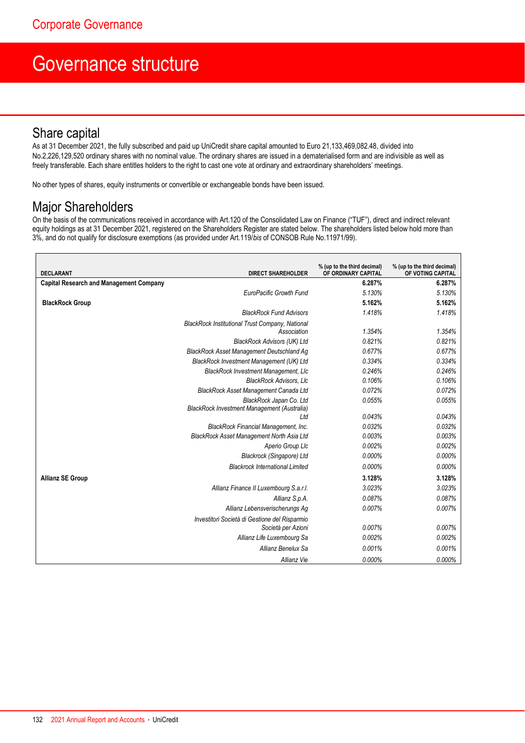# Corporate Governance

## Governance structure

### Share capital

As at 31 December 2021, the fully subscribed and paid up UniCredit share capital amounted to Euro 21,133,469,082.48, divided into No.2,226,129,520 ordinary shares with no nominal value. The ordinary shares are issued in a dematerialised form and are indivisible as well as freely transferable. Each share entitles holders to the right to cast one vote at ordinary and extraordinary shareholders' meetings.

No other types of shares, equity instruments or convertible or exchangeable bonds have been issued.

### Major Shareholders

On the basis of the communications received in accordance with Art.120 of the Consolidated Law on Finance ("TUF"), direct and indirect relevant equity holdings as at 31 December 2021, registered on the Shareholders Register are stated below. The shareholders listed below hold more than 3%, and do not qualify for disclosure exemptions (as provided under Art.119/*bis* of CONSOB Rule No.11971/99).

| DECLARANT | DIRECT SHAREHOLDER | % (up to the third decimal) OF ORDINARY CAPITAL | % (up to the third decimal) OF VOTING CAPITAL |
|---|---|---|---|
| **Capital Research and Management Company** | | **6.287%** | **6.287%** |
| | *EuroPacific Growth Fund* | *5.130%* | *5.130%* |
| **BlackRock Group** | | **5.162%** | **5.162%** |
| | *BlackRock Fund Advisors* | *1.418%* | *1.418%* |
| | *BlackRock Institutional Trust Company, National Association* | *1.354%* | *1.354%* |
| | *BlackRock Advisors (UK) Ltd* | *0.821%* | *0.821%* |
| | *BlackRock Asset Management Deutschland Ag* | *0.677%* | *0.677%* |
| | *BlackRock Investment Management (UK) Ltd* | *0.334%* | *0.334%* |
| | *BlackRock Investment Management, Llc* | *0.246%* | *0.246%* |
| | *BlackRock Advisors, Llc* | *0.106%* | *0.106%* |
| | *BlackRock Asset Management Canada Ltd* | *0.072%* | *0.072%* |
| | *BlackRock Japan Co. Ltd* | *0.055%* | *0.055%* |
| | *BlackRock Investment Management (Australia) Ltd* | *0.043%* | *0.043%* |
| | *BlackRock Financial Management, Inc.* | *0.032%* | *0.032%* |
| | *BlackRock Asset Management North Asia Ltd* | *0.003%* | *0.003%* |
| | *Aperio Group Llc* | *0.002%* | *0.002%* |
| | *Blackrock (Singapore) Ltd* | *0.000%* | *0.000%* |
| | *Blackrock International Limited* | *0.000%* | *0.000%* |
| **Allianz SE Group** | | **3.128%** | **3.128%** |
| | *Allianz Finance II Luxembourg S.a.r.l.* | *3.023%* | *3.023%* |
| | *Allianz S.p.A.* | *0.087%* | *0.087%* |
| | *Allianz Lebensverischerungs Ag* | *0.007%* | *0.007%* |
| | *Investitori Società di Gestione del Risparmio Società per Azioni* | *0.007%* | *0.007%* |
| | *Allianz Life Luxembourg Sa* | *0.002%* | *0.002%* |
| | *Allianz Benelux Sa* | *0.001%* | *0.001%* |
| | *Allianz Vie* | *0.000%* | *0.000%* |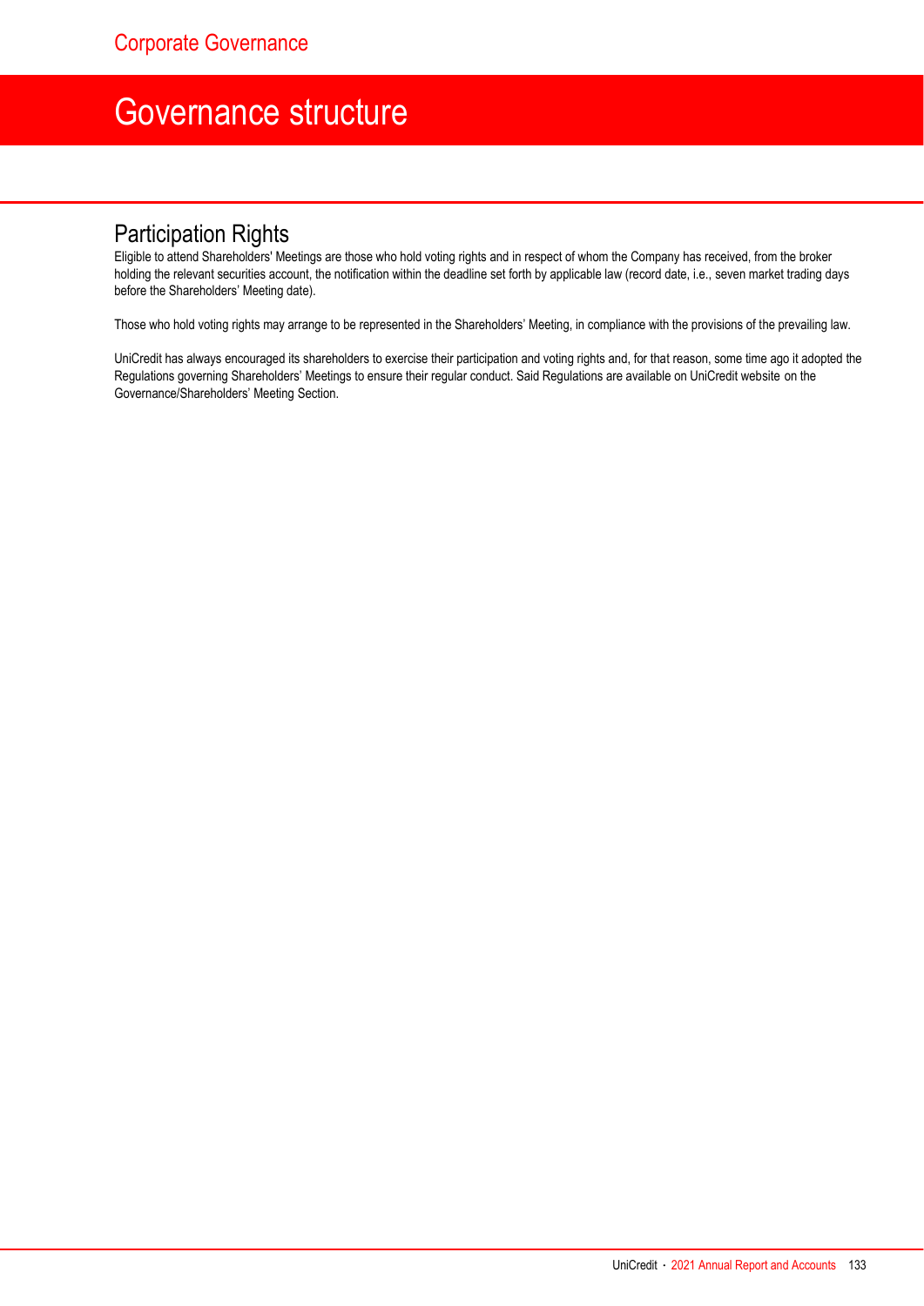# Governance structure

## Participation Rights

Eligible to attend Shareholders' Meetings are those who hold voting rights and in respect of whom the Company has received, from the broker holding the relevant securities account, the notification within the deadline set forth by applicable law (record date, i.e., seven market trading days before the Shareholders' Meeting date).

Those who hold voting rights may arrange to be represented in the Shareholders' Meeting, in compliance with the provisions of the prevailing law.

UniCredit has always encouraged its shareholders to exercise their participation and voting rights and, for that reason, some time ago it adopted the Regulations governing Shareholders' Meetings to ensure their regular conduct. Said Regulations are available on UniCredit website on the Governance/Shareholders' Meeting Section.